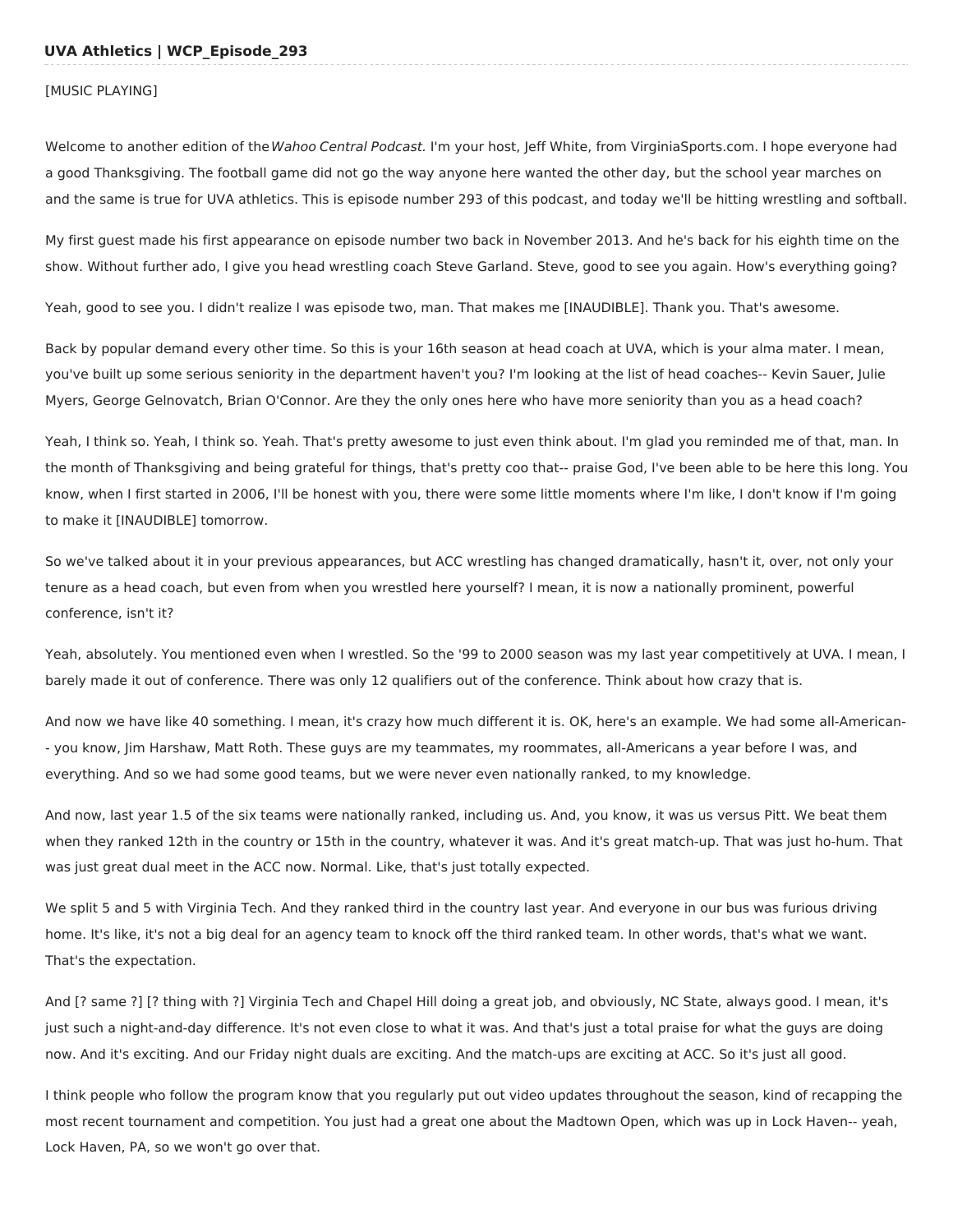**UVA Athletics | WCP_Episode_293**

[MUSIC PLAYING]

Welcome to another edition of the *Wahoo Central Podcast.* I'm your host, Jeff White, from VirginiaSports.com. I hope everyone had a good Thanksgiving. The football game did not go the way anyone here wanted the other day, but the school year marches on and the same is true for UVA athletics. This is episode number 293 of this podcast, and today we'll be hitting wrestling and softball.

My first guest made his first appearance on episode number two back in November 2013. And he's back for his eighth time on the show. Without further ado, I give you head wrestling coach Steve Garland. Steve, good to see you again. How's everything going?

Yeah, good to see you. I didn't realize I was episode two, man. That makes me [INAUDIBLE]. Thank you. That's awesome.

Back by popular demand every other time. So this is your 16th season at head coach at UVA, which is your alma mater. I mean, you've built up some serious seniority in the department haven't you? I'm looking at the list of head coaches-- Kevin Sauer, Julie Myers, George Gelnovatch, Brian O'Connor. Are they the only ones here who have more seniority than you as a head coach?

Yeah, I think so. Yeah, I think so. Yeah. That's pretty awesome to just even think about. I'm glad you reminded me of that, man. In the month of Thanksgiving and being grateful for things, that's pretty coo that-- praise God, I've been able to be here this long. You know, when I first started in 2006, I'll be honest with you, there were some little moments where I'm like, I don't know if I'm going to make it [INAUDIBLE] tomorrow.

So we've talked about it in your previous appearances, but ACC wrestling has changed dramatically, hasn't it, over, not only your tenure as a head coach, but even from when you wrestled here yourself? I mean, it is now a nationally prominent, powerful conference, isn't it?

Yeah, absolutely. You mentioned even when I wrestled. So the '99 to 2000 season was my last year competitively at UVA. I mean, I barely made it out of conference. There was only 12 qualifiers out of the conference. Think about how crazy that is.

And now we have like 40 something. I mean, it's crazy how much different it is. OK, here's an example. We had some all-American-- you know, Jim Harshaw, Matt Roth. These guys are my teammates, my roommates, all-Americans a year before I was, and everything. And so we had some good teams, but we were never even nationally ranked, to my knowledge.

And now, last year 1.5 of the six teams were nationally ranked, including us. And, you know, it was us versus Pitt. We beat them when they ranked 12th in the country or 15th in the country, whatever it was. And it's great match-up. That was just ho-hum. That was just great dual meet in the ACC now. Normal. Like, that's just totally expected.

We split 5 and 5 with Virginia Tech. And they ranked third in the country last year. And everyone in our bus was furious driving home. It's like, it's not a big deal for an agency team to knock off the third ranked team. In other words, that's what we want. That's the expectation.

And [? same ?] [? thing with ?] Virginia Tech and Chapel Hill doing a great job, and obviously, NC State, always good. I mean, it's just such a night-and-day difference. It's not even close to what it was. And that's just a total praise for what the guys are doing now. And it's exciting. And our Friday night duals are exciting. And the match-ups are exciting at ACC. So it's just all good.

I think people who follow the program know that you regularly put out video updates throughout the season, kind of recapping the most recent tournament and competition. You just had a great one about the Madtown Open, which was up in Lock Haven-- yeah, Lock Haven, PA, so we won't go over that.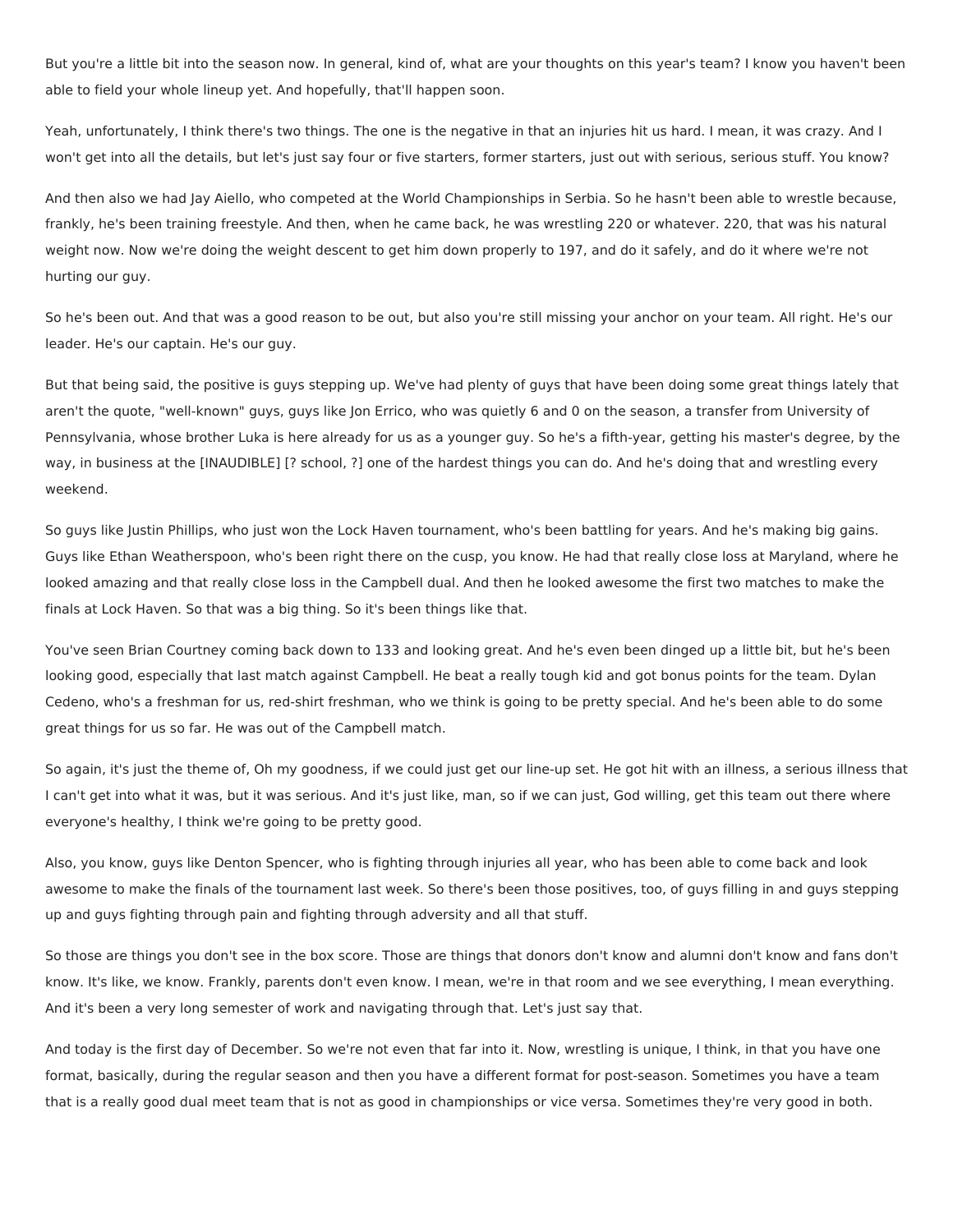But you're a little bit into the season now. In general, kind of, what are your thoughts on this year's team? I know you haven't been able to field your whole lineup yet. And hopefully, that'll happen soon.

Yeah, unfortunately, I think there's two things. The one is the negative in that an injuries hit us hard. I mean, it was crazy. And I won't get into all the details, but let's just say four or five starters, former starters, just out with serious, serious stuff. You know?

And then also we had Jay Aiello, who competed at the World Championships in Serbia. So he hasn't been able to wrestle because, frankly, he's been training freestyle. And then, when he came back, he was wrestling 220 or whatever. 220, that was his natural weight now. Now we're doing the weight descent to get him down properly to 197, and do it safely, and do it where we're not hurting our guy.

So he's been out. And that was a good reason to be out, but also you're still missing your anchor on your team. All right. He's our leader. He's our captain. He's our guy.

But that being said, the positive is guys stepping up. We've had plenty of guys that have been doing some great things lately that aren't the quote, "well-known" guys, guys like Jon Errico, who was quietly 6 and 0 on the season, a transfer from University of Pennsylvania, whose brother Luka is here already for us as a younger guy. So he's a fifth-year, getting his master's degree, by the way, in business at the [INAUDIBLE] [? school, ?] one of the hardest things you can do. And he's doing that and wrestling every weekend.

So guys like Justin Phillips, who just won the Lock Haven tournament, who's been battling for years. And he's making big gains. Guys like Ethan Weatherspoon, who's been right there on the cusp, you know. He had that really close loss at Maryland, where he looked amazing and that really close loss in the Campbell dual. And then he looked awesome the first two matches to make the finals at Lock Haven. So that was a big thing. So it's been things like that.

You've seen Brian Courtney coming back down to 133 and looking great. And he's even been dinged up a little bit, but he's been looking good, especially that last match against Campbell. He beat a really tough kid and got bonus points for the team. Dylan Cedeno, who's a freshman for us, red-shirt freshman, who we think is going to be pretty special. And he's been able to do some great things for us so far. He was out of the Campbell match.

So again, it's just the theme of, Oh my goodness, if we could just get our line-up set. He got hit with an illness, a serious illness that I can't get into what it was, but it was serious. And it's just like, man, so if we can just, God willing, get this team out there where everyone's healthy, I think we're going to be pretty good.

Also, you know, guys like Denton Spencer, who is fighting through injuries all year, who has been able to come back and look awesome to make the finals of the tournament last week. So there's been those positives, too, of guys filling in and guys stepping up and guys fighting through pain and fighting through adversity and all that stuff.

So those are things you don't see in the box score. Those are things that donors don't know and alumni don't know and fans don't know. It's like, we know. Frankly, parents don't even know. I mean, we're in that room and we see everything, I mean everything. And it's been a very long semester of work and navigating through that. Let's just say that.

And today is the first day of December. So we're not even that far into it. Now, wrestling is unique, I think, in that you have one format, basically, during the regular season and then you have a different format for post-season. Sometimes you have a team that is a really good dual meet team that is not as good in championships or vice versa. Sometimes they're very good in both.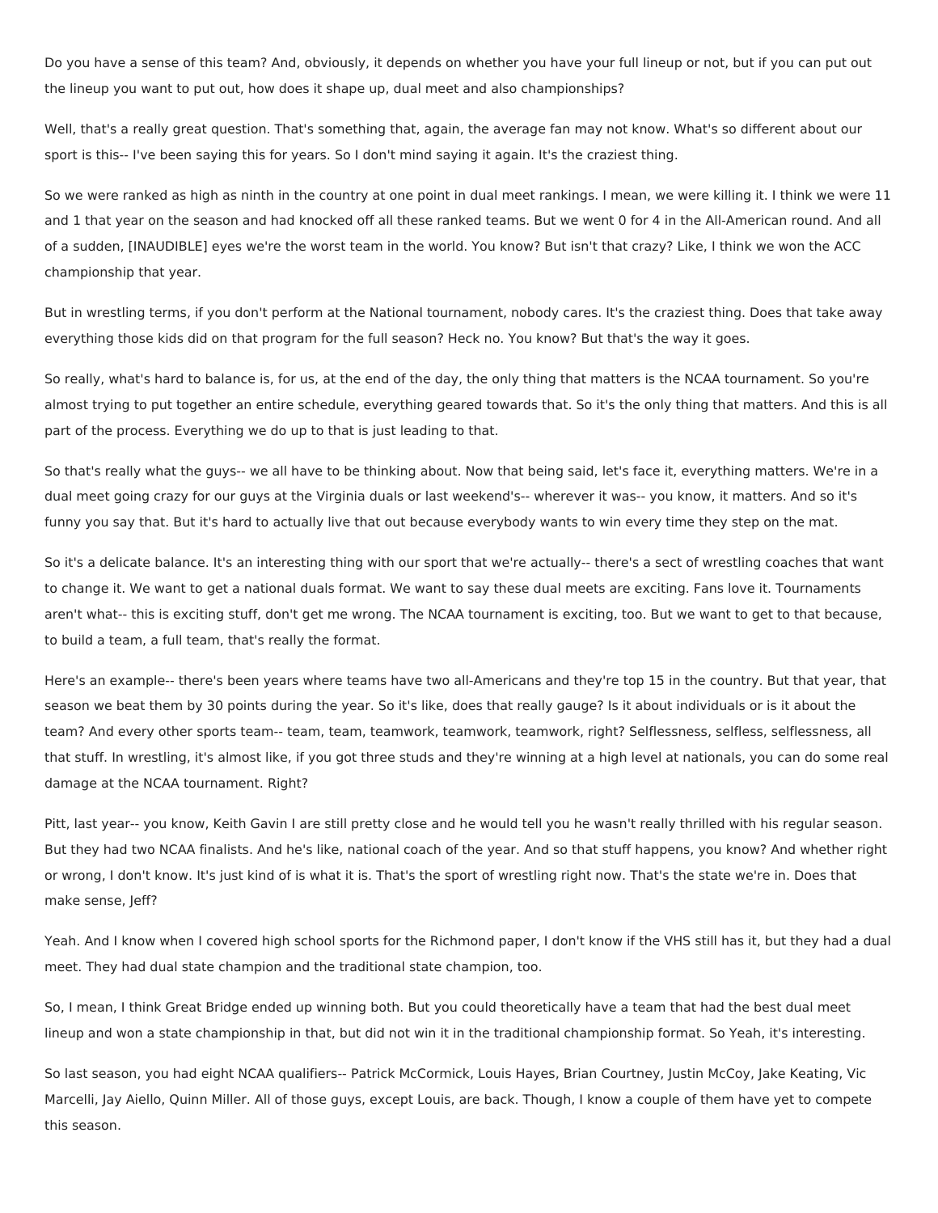Do you have a sense of this team? And, obviously, it depends on whether you have your full lineup or not, but if you can put out the lineup you want to put out, how does it shape up, dual meet and also championships?

Well, that's a really great question. That's something that, again, the average fan may not know. What's so different about our sport is this-- I've been saying this for years. So I don't mind saying it again. It's the craziest thing.

So we were ranked as high as ninth in the country at one point in dual meet rankings. I mean, we were killing it. I think we were 11 and 1 that year on the season and had knocked off all these ranked teams. But we went 0 for 4 in the All-American round. And all of a sudden, [INAUDIBLE] eyes we're the worst team in the world. You know? But isn't that crazy? Like, I think we won the ACC championship that year.

But in wrestling terms, if you don't perform at the National tournament, nobody cares. It's the craziest thing. Does that take away everything those kids did on that program for the full season? Heck no. You know? But that's the way it goes.

So really, what's hard to balance is, for us, at the end of the day, the only thing that matters is the NCAA tournament. So you're almost trying to put together an entire schedule, everything geared towards that. So it's the only thing that matters. And this is all part of the process. Everything we do up to that is just leading to that.

So that's really what the guys-- we all have to be thinking about. Now that being said, let's face it, everything matters. We're in a dual meet going crazy for our guys at the Virginia duals or last weekend's-- wherever it was-- you know, it matters. And so it's funny you say that. But it's hard to actually live that out because everybody wants to win every time they step on the mat.

So it's a delicate balance. It's an interesting thing with our sport that we're actually-- there's a sect of wrestling coaches that want to change it. We want to get a national duals format. We want to say these dual meets are exciting. Fans love it. Tournaments aren't what-- this is exciting stuff, don't get me wrong. The NCAA tournament is exciting, too. But we want to get to that because, to build a team, a full team, that's really the format.

Here's an example-- there's been years where teams have two all-Americans and they're top 15 in the country. But that year, that season we beat them by 30 points during the year. So it's like, does that really gauge? Is it about individuals or is it about the team? And every other sports team-- team, team, teamwork, teamwork, teamwork, right? Selflessness, selfless, selflessness, all that stuff. In wrestling, it's almost like, if you got three studs and they're winning at a high level at nationals, you can do some real damage at the NCAA tournament. Right?

Pitt, last year-- you know, Keith Gavin I are still pretty close and he would tell you he wasn't really thrilled with his regular season. But they had two NCAA finalists. And he's like, national coach of the year. And so that stuff happens, you know? And whether right or wrong, I don't know. It's just kind of is what it is. That's the sport of wrestling right now. That's the state we're in. Does that make sense, Jeff?

Yeah. And I know when I covered high school sports for the Richmond paper, I don't know if the VHS still has it, but they had a dual meet. They had dual state champion and the traditional state champion, too.

So, I mean, I think Great Bridge ended up winning both. But you could theoretically have a team that had the best dual meet lineup and won a state championship in that, but did not win it in the traditional championship format. So Yeah, it's interesting.

So last season, you had eight NCAA qualifiers-- Patrick McCormick, Louis Hayes, Brian Courtney, Justin McCoy, Jake Keating, Vic Marcelli, Jay Aiello, Quinn Miller. All of those guys, except Louis, are back. Though, I know a couple of them have yet to compete this season.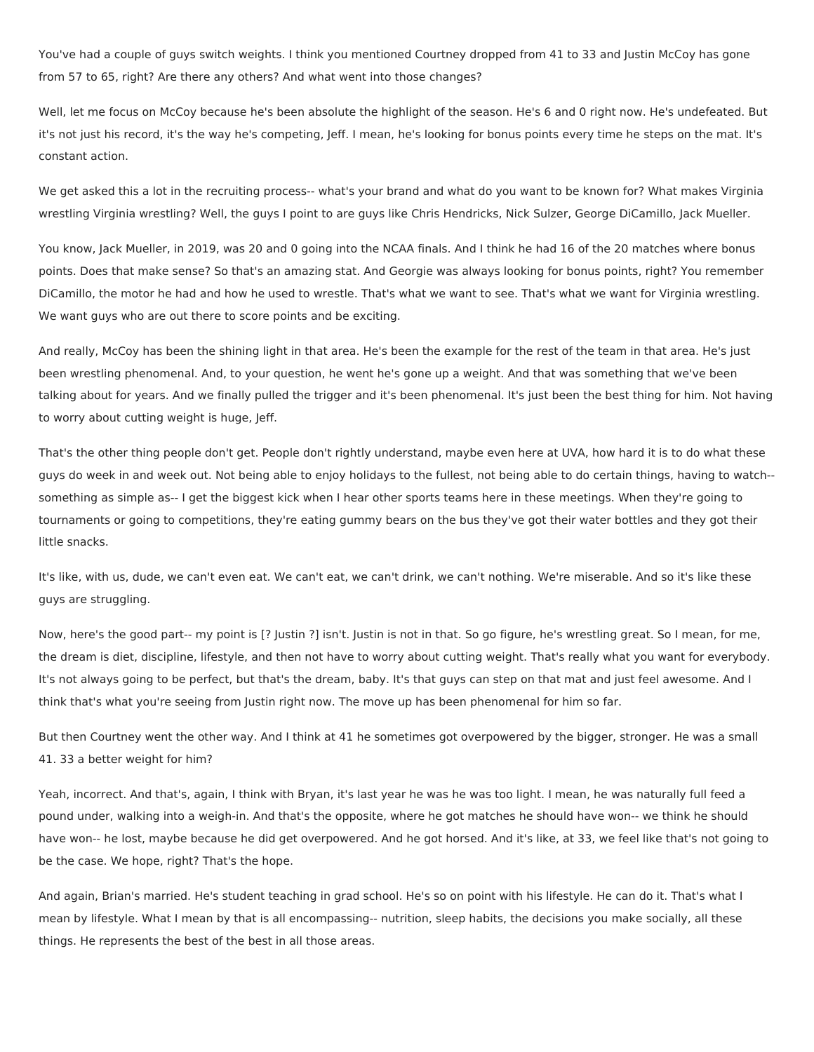You've had a couple of guys switch weights. I think you mentioned Courtney dropped from 41 to 33 and Justin McCoy has gone from 57 to 65, right? Are there any others? And what went into those changes?

Well, let me focus on McCoy because he's been absolute the highlight of the season. He's 6 and 0 right now. He's undefeated. But it's not just his record, it's the way he's competing, Jeff. I mean, he's looking for bonus points every time he steps on the mat. It's constant action.

We get asked this a lot in the recruiting process-- what's your brand and what do you want to be known for? What makes Virginia wrestling Virginia wrestling? Well, the guys I point to are guys like Chris Hendricks, Nick Sulzer, George DiCamillo, Jack Mueller.

You know, Jack Mueller, in 2019, was 20 and 0 going into the NCAA finals. And I think he had 16 of the 20 matches where bonus points. Does that make sense? So that's an amazing stat. And Georgie was always looking for bonus points, right? You remember DiCamillo, the motor he had and how he used to wrestle. That's what we want to see. That's what we want for Virginia wrestling. We want guys who are out there to score points and be exciting.

And really, McCoy has been the shining light in that area. He's been the example for the rest of the team in that area. He's just been wrestling phenomenal. And, to your question, he went he's gone up a weight. And that was something that we've been talking about for years. And we finally pulled the trigger and it's been phenomenal. It's just been the best thing for him. Not having to worry about cutting weight is huge, Jeff.

That's the other thing people don't get. People don't rightly understand, maybe even here at UVA, how hard it is to do what these guys do week in and week out. Not being able to enjoy holidays to the fullest, not being able to do certain things, having to watch-- something as simple as-- I get the biggest kick when I hear other sports teams here in these meetings. When they're going to tournaments or going to competitions, they're eating gummy bears on the bus they've got their water bottles and they got their little snacks.

It's like, with us, dude, we can't even eat. We can't eat, we can't drink, we can't nothing. We're miserable. And so it's like these guys are struggling.

Now, here's the good part-- my point is [? Justin ?] isn't. Justin is not in that. So go figure, he's wrestling great. So I mean, for me, the dream is diet, discipline, lifestyle, and then not have to worry about cutting weight. That's really what you want for everybody. It's not always going to be perfect, but that's the dream, baby. It's that guys can step on that mat and just feel awesome. And I think that's what you're seeing from Justin right now. The move up has been phenomenal for him so far.

But then Courtney went the other way. And I think at 41 he sometimes got overpowered by the bigger, stronger. He was a small 41. 33 a better weight for him?

Yeah, incorrect. And that's, again, I think with Bryan, it's last year he was he was too light. I mean, he was naturally full feed a pound under, walking into a weigh-in. And that's the opposite, where he got matches he should have won-- we think he should have won-- he lost, maybe because he did get overpowered. And he got horsed. And it's like, at 33, we feel like that's not going to be the case. We hope, right? That's the hope.

And again, Brian's married. He's student teaching in grad school. He's so on point with his lifestyle. He can do it. That's what I mean by lifestyle. What I mean by that is all encompassing-- nutrition, sleep habits, the decisions you make socially, all these things. He represents the best of the best in all those areas.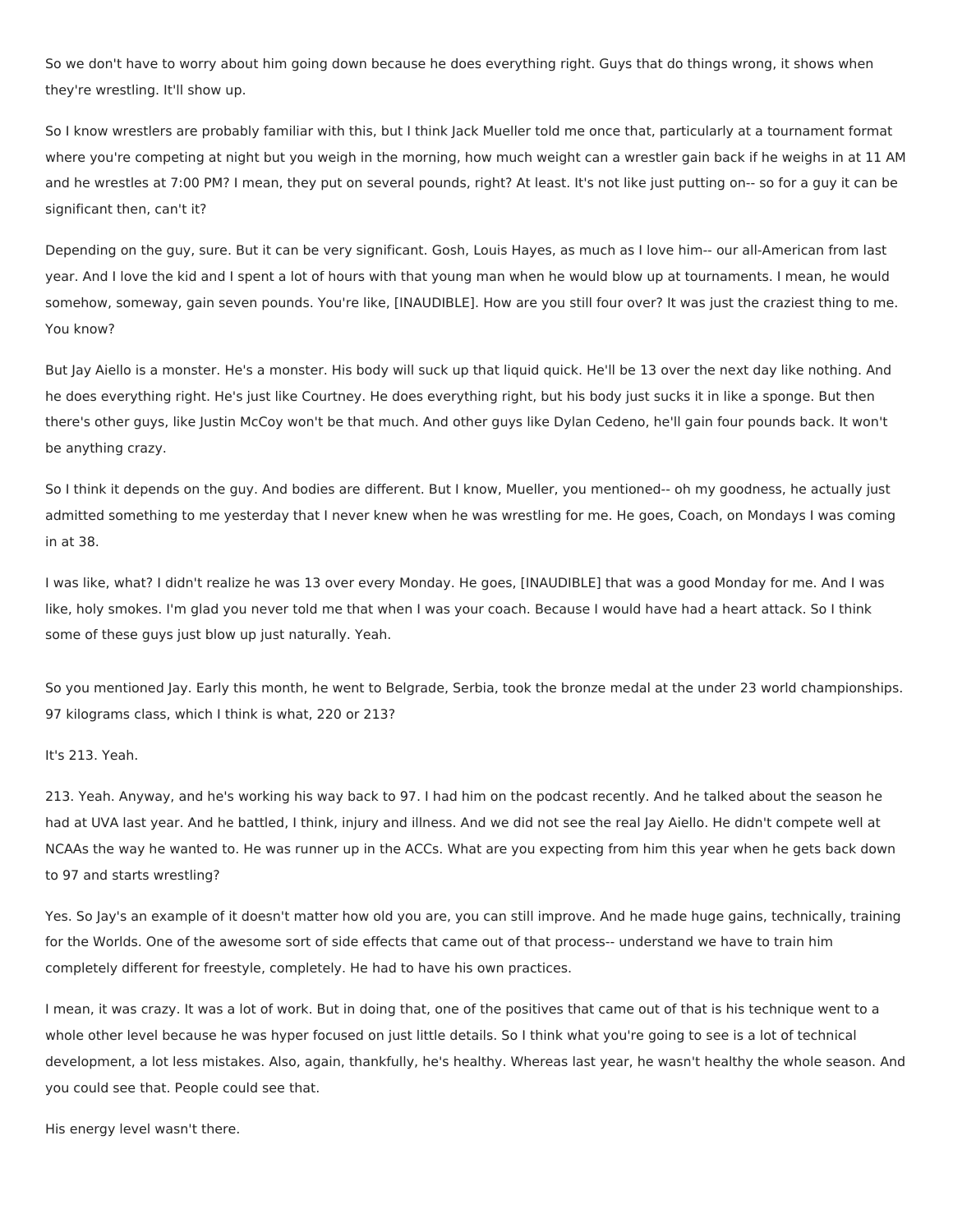So we don't have to worry about him going down because he does everything right. Guys that do things wrong, it shows when they're wrestling. It'll show up.

So I know wrestlers are probably familiar with this, but I think Jack Mueller told me once that, particularly at a tournament format where you're competing at night but you weigh in the morning, how much weight can a wrestler gain back if he weighs in at 11 AM and he wrestles at 7:00 PM? I mean, they put on several pounds, right? At least. It's not like just putting on-- so for a guy it can be significant then, can't it?

Depending on the guy, sure. But it can be very significant. Gosh, Louis Hayes, as much as I love him-- our all-American from last year. And I love the kid and I spent a lot of hours with that young man when he would blow up at tournaments. I mean, he would somehow, someway, gain seven pounds. You're like, [INAUDIBLE]. How are you still four over? It was just the craziest thing to me. You know?

But Jay Aiello is a monster. He's a monster. His body will suck up that liquid quick. He'll be 13 over the next day like nothing. And he does everything right. He's just like Courtney. He does everything right, but his body just sucks it in like a sponge. But then there's other guys, like Justin McCoy won't be that much. And other guys like Dylan Cedeno, he'll gain four pounds back. It won't be anything crazy.

So I think it depends on the guy. And bodies are different. But I know, Mueller, you mentioned-- oh my goodness, he actually just admitted something to me yesterday that I never knew when he was wrestling for me. He goes, Coach, on Mondays I was coming in at 38.

I was like, what? I didn't realize he was 13 over every Monday. He goes, [INAUDIBLE] that was a good Monday for me. And I was like, holy smokes. I'm glad you never told me that when I was your coach. Because I would have had a heart attack. So I think some of these guys just blow up just naturally. Yeah.

So you mentioned Jay. Early this month, he went to Belgrade, Serbia, took the bronze medal at the under 23 world championships. 97 kilograms class, which I think is what, 220 or 213?

It's 213. Yeah.

213. Yeah. Anyway, and he's working his way back to 97. I had him on the podcast recently. And he talked about the season he had at UVA last year. And he battled, I think, injury and illness. And we did not see the real Jay Aiello. He didn't compete well at NCAAs the way he wanted to. He was runner up in the ACCs. What are you expecting from him this year when he gets back down to 97 and starts wrestling?

Yes. So Jay's an example of it doesn't matter how old you are, you can still improve. And he made huge gains, technically, training for the Worlds. One of the awesome sort of side effects that came out of that process-- understand we have to train him completely different for freestyle, completely. He had to have his own practices.

I mean, it was crazy. It was a lot of work. But in doing that, one of the positives that came out of that is his technique went to a whole other level because he was hyper focused on just little details. So I think what you're going to see is a lot of technical development, a lot less mistakes. Also, again, thankfully, he's healthy. Whereas last year, he wasn't healthy the whole season. And you could see that. People could see that.

His energy level wasn't there.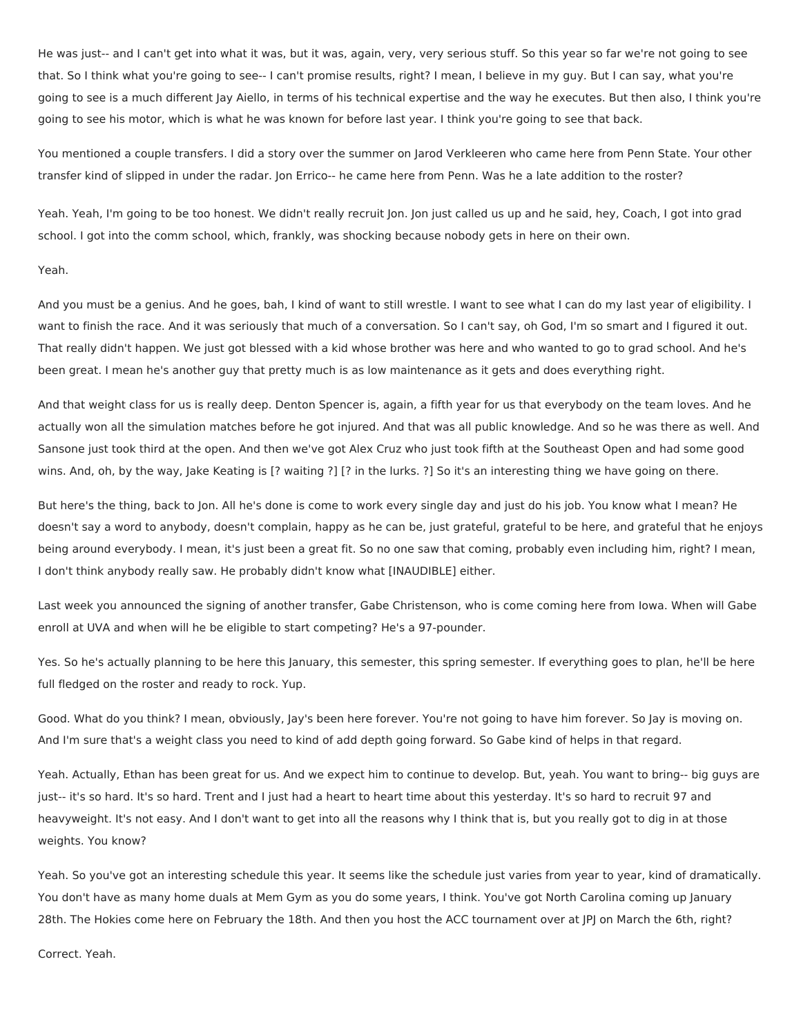He was just-- and I can't get into what it was, but it was, again, very, very serious stuff. So this year so far we're not going to see that. So I think what you're going to see-- I can't promise results, right? I mean, I believe in my guy. But I can say, what you're going to see is a much different Jay Aiello, in terms of his technical expertise and the way he executes. But then also, I think you're going to see his motor, which is what he was known for before last year. I think you're going to see that back.

You mentioned a couple transfers. I did a story over the summer on Jarod Verkleeren who came here from Penn State. Your other transfer kind of slipped in under the radar. Jon Errico-- he came here from Penn. Was he a late addition to the roster?

Yeah. Yeah, I'm going to be too honest. We didn't really recruit Jon. Jon just called us up and he said, hey, Coach, I got into grad school. I got into the comm school, which, frankly, was shocking because nobody gets in here on their own.

Yeah.

And you must be a genius. And he goes, bah, I kind of want to still wrestle. I want to see what I can do my last year of eligibility. I want to finish the race. And it was seriously that much of a conversation. So I can't say, oh God, I'm so smart and I figured it out. That really didn't happen. We just got blessed with a kid whose brother was here and who wanted to go to grad school. And he's been great. I mean he's another guy that pretty much is as low maintenance as it gets and does everything right.

And that weight class for us is really deep. Denton Spencer is, again, a fifth year for us that everybody on the team loves. And he actually won all the simulation matches before he got injured. And that was all public knowledge. And so he was there as well. And Sansone just took third at the open. And then we've got Alex Cruz who just took fifth at the Southeast Open and had some good wins. And, oh, by the way, Jake Keating is [? waiting ?] [? in the lurks. ?] So it's an interesting thing we have going on there.

But here's the thing, back to Jon. All he's done is come to work every single day and just do his job. You know what I mean? He doesn't say a word to anybody, doesn't complain, happy as he can be, just grateful, grateful to be here, and grateful that he enjoys being around everybody. I mean, it's just been a great fit. So no one saw that coming, probably even including him, right? I mean, I don't think anybody really saw. He probably didn't know what [INAUDIBLE] either.

Last week you announced the signing of another transfer, Gabe Christenson, who is come coming here from Iowa. When will Gabe enroll at UVA and when will he be eligible to start competing? He's a 97-pounder.

Yes. So he's actually planning to be here this January, this semester, this spring semester. If everything goes to plan, he'll be here full fledged on the roster and ready to rock. Yup.

Good. What do you think? I mean, obviously, Jay's been here forever. You're not going to have him forever. So Jay is moving on. And I'm sure that's a weight class you need to kind of add depth going forward. So Gabe kind of helps in that regard.

Yeah. Actually, Ethan has been great for us. And we expect him to continue to develop. But, yeah. You want to bring-- big guys are just-- it's so hard. It's so hard. Trent and I just had a heart to heart time about this yesterday. It's so hard to recruit 97 and heavyweight. It's not easy. And I don't want to get into all the reasons why I think that is, but you really got to dig in at those weights. You know?

Yeah. So you've got an interesting schedule this year. It seems like the schedule just varies from year to year, kind of dramatically. You don't have as many home duals at Mem Gym as you do some years, I think. You've got North Carolina coming up January 28th. The Hokies come here on February the 18th. And then you host the ACC tournament over at JPJ on March the 6th, right?

Correct. Yeah.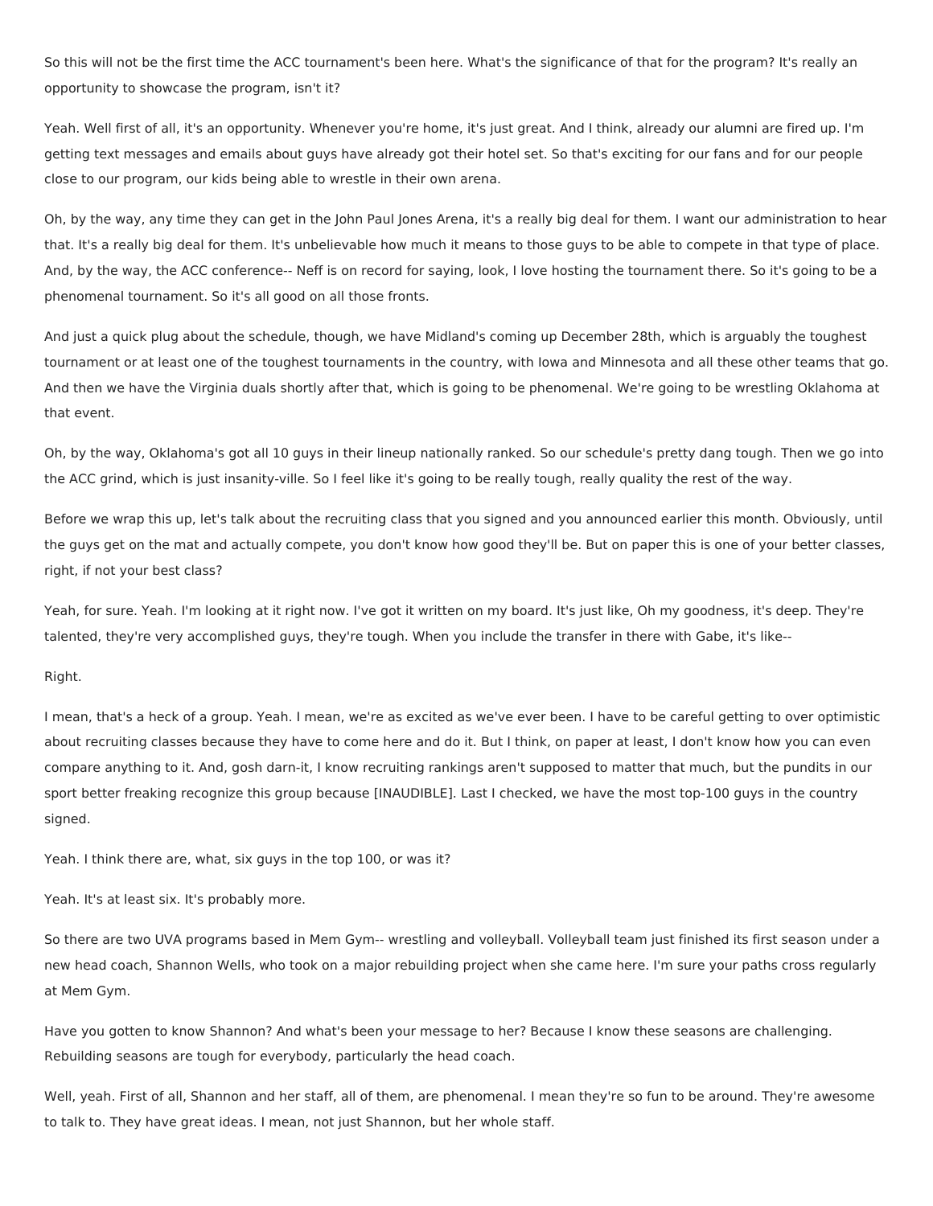So this will not be the first time the ACC tournament's been here. What's the significance of that for the program? It's really an opportunity to showcase the program, isn't it?

Yeah. Well first of all, it's an opportunity. Whenever you're home, it's just great. And I think, already our alumni are fired up. I'm getting text messages and emails about guys have already got their hotel set. So that's exciting for our fans and for our people close to our program, our kids being able to wrestle in their own arena.

Oh, by the way, any time they can get in the John Paul Jones Arena, it's a really big deal for them. I want our administration to hear that. It's a really big deal for them. It's unbelievable how much it means to those guys to be able to compete in that type of place. And, by the way, the ACC conference-- Neff is on record for saying, look, I love hosting the tournament there. So it's going to be a phenomenal tournament. So it's all good on all those fronts.

And just a quick plug about the schedule, though, we have Midland's coming up December 28th, which is arguably the toughest tournament or at least one of the toughest tournaments in the country, with Iowa and Minnesota and all these other teams that go. And then we have the Virginia duals shortly after that, which is going to be phenomenal. We're going to be wrestling Oklahoma at that event.

Oh, by the way, Oklahoma's got all 10 guys in their lineup nationally ranked. So our schedule's pretty dang tough. Then we go into the ACC grind, which is just insanity-ville. So I feel like it's going to be really tough, really quality the rest of the way.

Before we wrap this up, let's talk about the recruiting class that you signed and you announced earlier this month. Obviously, until the guys get on the mat and actually compete, you don't know how good they'll be. But on paper this is one of your better classes, right, if not your best class?

Yeah, for sure. Yeah. I'm looking at it right now. I've got it written on my board. It's just like, Oh my goodness, it's deep. They're talented, they're very accomplished guys, they're tough. When you include the transfer in there with Gabe, it's like--

Right.

I mean, that's a heck of a group. Yeah. I mean, we're as excited as we've ever been. I have to be careful getting to over optimistic about recruiting classes because they have to come here and do it. But I think, on paper at least, I don't know how you can even compare anything to it. And, gosh darn-it, I know recruiting rankings aren't supposed to matter that much, but the pundits in our sport better freaking recognize this group because [INAUDIBLE]. Last I checked, we have the most top-100 guys in the country signed.

Yeah. I think there are, what, six guys in the top 100, or was it?

Yeah. It's at least six. It's probably more.

So there are two UVA programs based in Mem Gym-- wrestling and volleyball. Volleyball team just finished its first season under a new head coach, Shannon Wells, who took on a major rebuilding project when she came here. I'm sure your paths cross regularly at Mem Gym.

Have you gotten to know Shannon? And what's been your message to her? Because I know these seasons are challenging. Rebuilding seasons are tough for everybody, particularly the head coach.

Well, yeah. First of all, Shannon and her staff, all of them, are phenomenal. I mean they're so fun to be around. They're awesome to talk to. They have great ideas. I mean, not just Shannon, but her whole staff.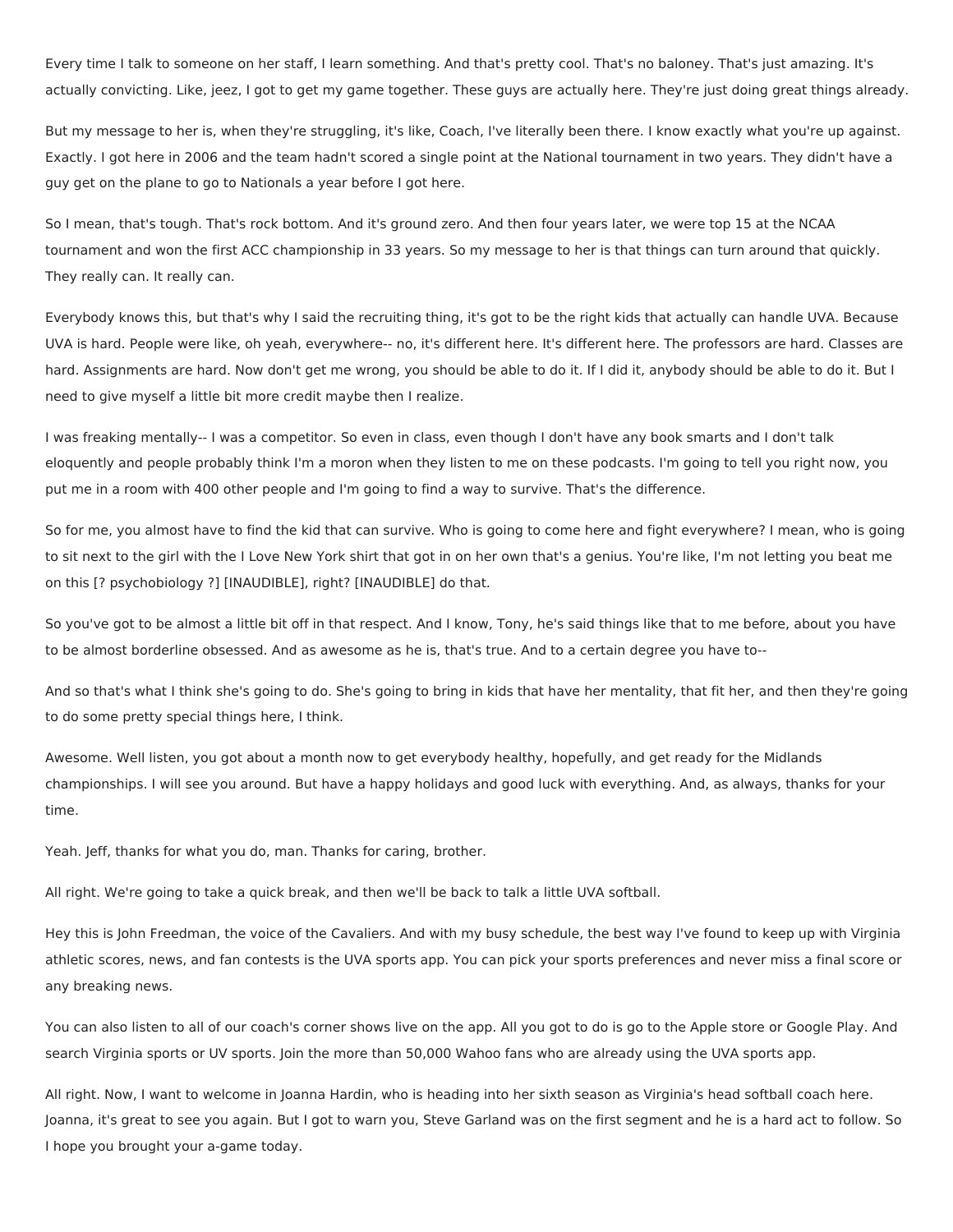Every time I talk to someone on her staff, I learn something. And that's pretty cool. That's no baloney. That's just amazing. It's actually convicting. Like, jeez, I got to get my game together. These guys are actually here. They're just doing great things already.

But my message to her is, when they're struggling, it's like, Coach, I've literally been there. I know exactly what you're up against. Exactly. I got here in 2006 and the team hadn't scored a single point at the National tournament in two years. They didn't have a guy get on the plane to go to Nationals a year before I got here.

So I mean, that's tough. That's rock bottom. And it's ground zero. And then four years later, we were top 15 at the NCAA tournament and won the first ACC championship in 33 years. So my message to her is that things can turn around that quickly. They really can. It really can.

Everybody knows this, but that's why I said the recruiting thing, it's got to be the right kids that actually can handle UVA. Because UVA is hard. People were like, oh yeah, everywhere-- no, it's different here. It's different here. The professors are hard. Classes are hard. Assignments are hard. Now don't get me wrong, you should be able to do it. If I did it, anybody should be able to do it. But I need to give myself a little bit more credit maybe then I realize.

I was freaking mentally-- I was a competitor. So even in class, even though I don't have any book smarts and I don't talk eloquently and people probably think I'm a moron when they listen to me on these podcasts. I'm going to tell you right now, you put me in a room with 400 other people and I'm going to find a way to survive. That's the difference.

So for me, you almost have to find the kid that can survive. Who is going to come here and fight everywhere? I mean, who is going to sit next to the girl with the I Love New York shirt that got in on her own that's a genius. You're like, I'm not letting you beat me on this [? psychobiology ?] [INAUDIBLE], right? [INAUDIBLE] do that.

So you've got to be almost a little bit off in that respect. And I know, Tony, he's said things like that to me before, about you have to be almost borderline obsessed. And as awesome as he is, that's true. And to a certain degree you have to--

And so that's what I think she's going to do. She's going to bring in kids that have her mentality, that fit her, and then they're going to do some pretty special things here, I think.

Awesome. Well listen, you got about a month now to get everybody healthy, hopefully, and get ready for the Midlands championships. I will see you around. But have a happy holidays and good luck with everything. And, as always, thanks for your time.

Yeah. Jeff, thanks for what you do, man. Thanks for caring, brother.

All right. We're going to take a quick break, and then we'll be back to talk a little UVA softball.

Hey this is John Freedman, the voice of the Cavaliers. And with my busy schedule, the best way I've found to keep up with Virginia athletic scores, news, and fan contests is the UVA sports app. You can pick your sports preferences and never miss a final score or any breaking news.

You can also listen to all of our coach's corner shows live on the app. All you got to do is go to the Apple store or Google Play. And search Virginia sports or UV sports. Join the more than 50,000 Wahoo fans who are already using the UVA sports app.

All right. Now, I want to welcome in Joanna Hardin, who is heading into her sixth season as Virginia's head softball coach here. Joanna, it's great to see you again. But I got to warn you, Steve Garland was on the first segment and he is a hard act to follow. So I hope you brought your a-game today.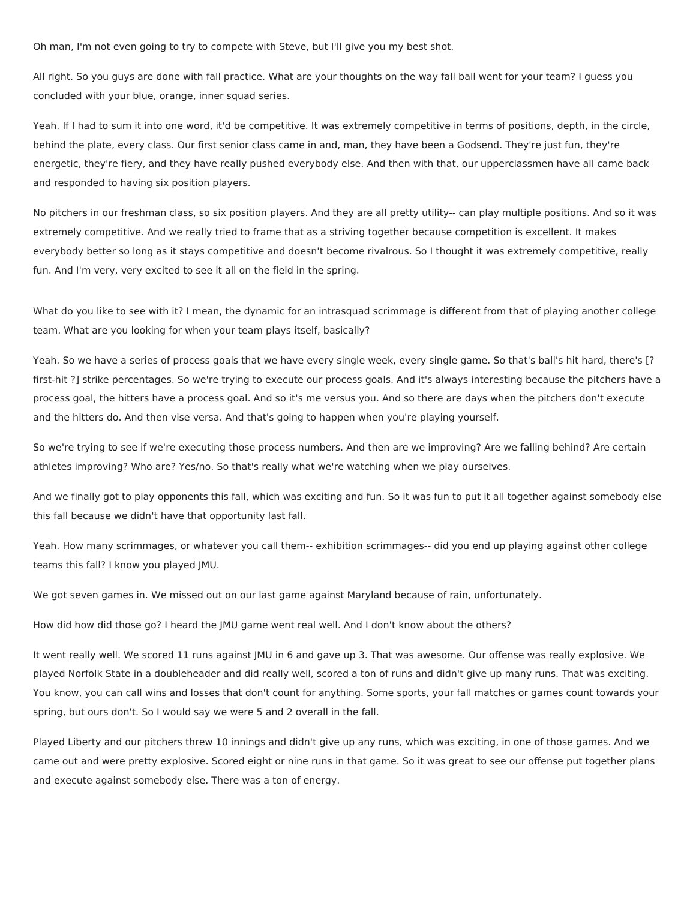Oh man, I'm not even going to try to compete with Steve, but I'll give you my best shot.

All right. So you guys are done with fall practice. What are your thoughts on the way fall ball went for your team? I guess you concluded with your blue, orange, inner squad series.

Yeah. If I had to sum it into one word, it'd be competitive. It was extremely competitive in terms of positions, depth, in the circle, behind the plate, every class. Our first senior class came in and, man, they have been a Godsend. They're just fun, they're energetic, they're fiery, and they have really pushed everybody else. And then with that, our upperclassmen have all came back and responded to having six position players.

No pitchers in our freshman class, so six position players. And they are all pretty utility-- can play multiple positions. And so it was extremely competitive. And we really tried to frame that as a striving together because competition is excellent. It makes everybody better so long as it stays competitive and doesn't become rivalrous. So I thought it was extremely competitive, really fun. And I'm very, very excited to see it all on the field in the spring.

What do you like to see with it? I mean, the dynamic for an intrasquad scrimmage is different from that of playing another college team. What are you looking for when your team plays itself, basically?

Yeah. So we have a series of process goals that we have every single week, every single game. So that's ball's hit hard, there's [? first-hit ?] strike percentages. So we're trying to execute our process goals. And it's always interesting because the pitchers have a process goal, the hitters have a process goal. And so it's me versus you. And so there are days when the pitchers don't execute and the hitters do. And then vise versa. And that's going to happen when you're playing yourself.

So we're trying to see if we're executing those process numbers. And then are we improving? Are we falling behind? Are certain athletes improving? Who are? Yes/no. So that's really what we're watching when we play ourselves.

And we finally got to play opponents this fall, which was exciting and fun. So it was fun to put it all together against somebody else this fall because we didn't have that opportunity last fall.

Yeah. How many scrimmages, or whatever you call them-- exhibition scrimmages-- did you end up playing against other college teams this fall? I know you played JMU.

We got seven games in. We missed out on our last game against Maryland because of rain, unfortunately.

How did how did those go? I heard the JMU game went real well. And I don't know about the others?

It went really well. We scored 11 runs against JMU in 6 and gave up 3. That was awesome. Our offense was really explosive. We played Norfolk State in a doubleheader and did really well, scored a ton of runs and didn't give up many runs. That was exciting. You know, you can call wins and losses that don't count for anything. Some sports, your fall matches or games count towards your spring, but ours don't. So I would say we were 5 and 2 overall in the fall.

Played Liberty and our pitchers threw 10 innings and didn't give up any runs, which was exciting, in one of those games. And we came out and were pretty explosive. Scored eight or nine runs in that game. So it was great to see our offense put together plans and execute against somebody else. There was a ton of energy.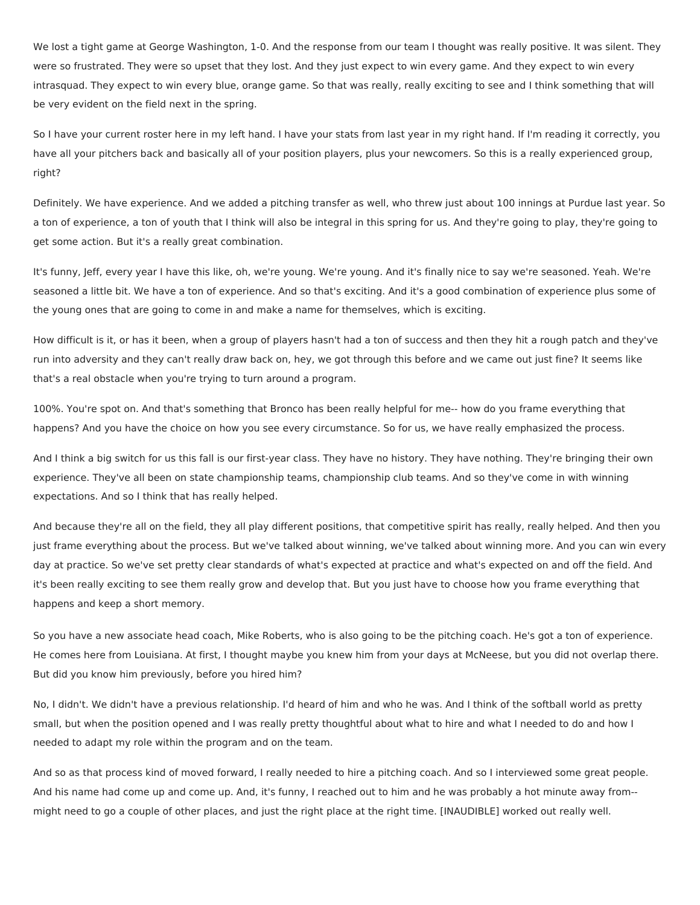We lost a tight game at George Washington, 1-0. And the response from our team I thought was really positive. It was silent. They were so frustrated. They were so upset that they lost. And they just expect to win every game. And they expect to win every intrasquad. They expect to win every blue, orange game. So that was really, really exciting to see and I think something that will be very evident on the field next in the spring.

So I have your current roster here in my left hand. I have your stats from last year in my right hand. If I'm reading it correctly, you have all your pitchers back and basically all of your position players, plus your newcomers. So this is a really experienced group, right?

Definitely. We have experience. And we added a pitching transfer as well, who threw just about 100 innings at Purdue last year. So a ton of experience, a ton of youth that I think will also be integral in this spring for us. And they're going to play, they're going to get some action. But it's a really great combination.

It's funny, Jeff, every year I have this like, oh, we're young. We're young. And it's finally nice to say we're seasoned. Yeah. We're seasoned a little bit. We have a ton of experience. And so that's exciting. And it's a good combination of experience plus some of the young ones that are going to come in and make a name for themselves, which is exciting.

How difficult is it, or has it been, when a group of players hasn't had a ton of success and then they hit a rough patch and they've run into adversity and they can't really draw back on, hey, we got through this before and we came out just fine? It seems like that's a real obstacle when you're trying to turn around a program.

100%. You're spot on. And that's something that Bronco has been really helpful for me-- how do you frame everything that happens? And you have the choice on how you see every circumstance. So for us, we have really emphasized the process.

And I think a big switch for us this fall is our first-year class. They have no history. They have nothing. They're bringing their own experience. They've all been on state championship teams, championship club teams. And so they've come in with winning expectations. And so I think that has really helped.

And because they're all on the field, they all play different positions, that competitive spirit has really, really helped. And then you just frame everything about the process. But we've talked about winning, we've talked about winning more. And you can win every day at practice. So we've set pretty clear standards of what's expected at practice and what's expected on and off the field. And it's been really exciting to see them really grow and develop that. But you just have to choose how you frame everything that happens and keep a short memory.

So you have a new associate head coach, Mike Roberts, who is also going to be the pitching coach. He's got a ton of experience. He comes here from Louisiana. At first, I thought maybe you knew him from your days at McNeese, but you did not overlap there. But did you know him previously, before you hired him?

No, I didn't. We didn't have a previous relationship. I'd heard of him and who he was. And I think of the softball world as pretty small, but when the position opened and I was really pretty thoughtful about what to hire and what I needed to do and how I needed to adapt my role within the program and on the team.

And so as that process kind of moved forward, I really needed to hire a pitching coach. And so I interviewed some great people. And his name had come up and come up. And, it's funny, I reached out to him and he was probably a hot minute away from-- might need to go a couple of other places, and just the right place at the right time. [INAUDIBLE] worked out really well.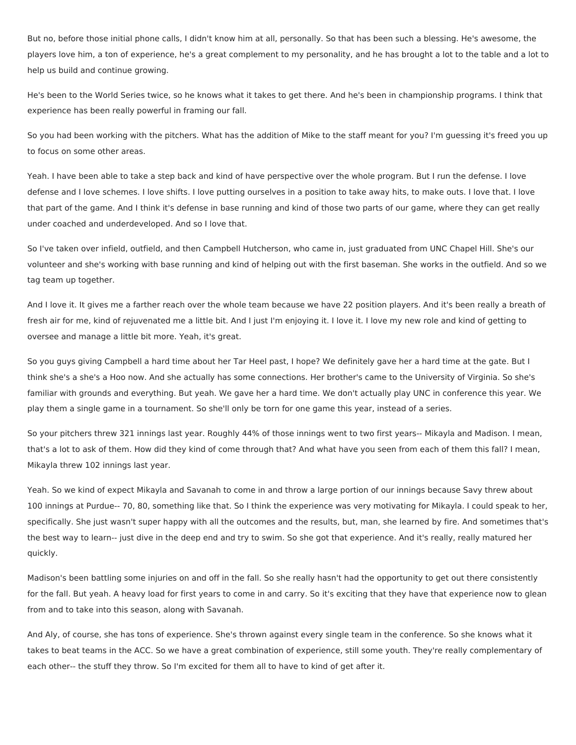But no, before those initial phone calls, I didn't know him at all, personally. So that has been such a blessing. He's awesome, the players love him, a ton of experience, he's a great complement to my personality, and he has brought a lot to the table and a lot to help us build and continue growing.

He's been to the World Series twice, so he knows what it takes to get there. And he's been in championship programs. I think that experience has been really powerful in framing our fall.

So you had been working with the pitchers. What has the addition of Mike to the staff meant for you? I'm guessing it's freed you up to focus on some other areas.

Yeah. I have been able to take a step back and kind of have perspective over the whole program. But I run the defense. I love defense and I love schemes. I love shifts. I love putting ourselves in a position to take away hits, to make outs. I love that. I love that part of the game. And I think it's defense in base running and kind of those two parts of our game, where they can get really under coached and underdeveloped. And so I love that.

So I've taken over infield, outfield, and then Campbell Hutcherson, who came in, just graduated from UNC Chapel Hill. She's our volunteer and she's working with base running and kind of helping out with the first baseman. She works in the outfield. And so we tag team up together.

And I love it. It gives me a farther reach over the whole team because we have 22 position players. And it's been really a breath of fresh air for me, kind of rejuvenated me a little bit. And I just I'm enjoying it. I love it. I love my new role and kind of getting to oversee and manage a little bit more. Yeah, it's great.

So you guys giving Campbell a hard time about her Tar Heel past, I hope? We definitely gave her a hard time at the gate. But I think she's a she's a Hoo now. And she actually has some connections. Her brother's came to the University of Virginia. So she's familiar with grounds and everything. But yeah. We gave her a hard time. We don't actually play UNC in conference this year. We play them a single game in a tournament. So she'll only be torn for one game this year, instead of a series.

So your pitchers threw 321 innings last year. Roughly 44% of those innings went to two first years-- Mikayla and Madison. I mean, that's a lot to ask of them. How did they kind of come through that? And what have you seen from each of them this fall? I mean, Mikayla threw 102 innings last year.

Yeah. So we kind of expect Mikayla and Savanah to come in and throw a large portion of our innings because Savy threw about 100 innings at Purdue-- 70, 80, something like that. So I think the experience was very motivating for Mikayla. I could speak to her, specifically. She just wasn't super happy with all the outcomes and the results, but, man, she learned by fire. And sometimes that's the best way to learn-- just dive in the deep end and try to swim. So she got that experience. And it's really, really matured her quickly.

Madison's been battling some injuries on and off in the fall. So she really hasn't had the opportunity to get out there consistently for the fall. But yeah. A heavy load for first years to come in and carry. So it's exciting that they have that experience now to glean from and to take into this season, along with Savanah.

And Aly, of course, she has tons of experience. She's thrown against every single team in the conference. So she knows what it takes to beat teams in the ACC. So we have a great combination of experience, still some youth. They're really complementary of each other-- the stuff they throw. So I'm excited for them all to have to kind of get after it.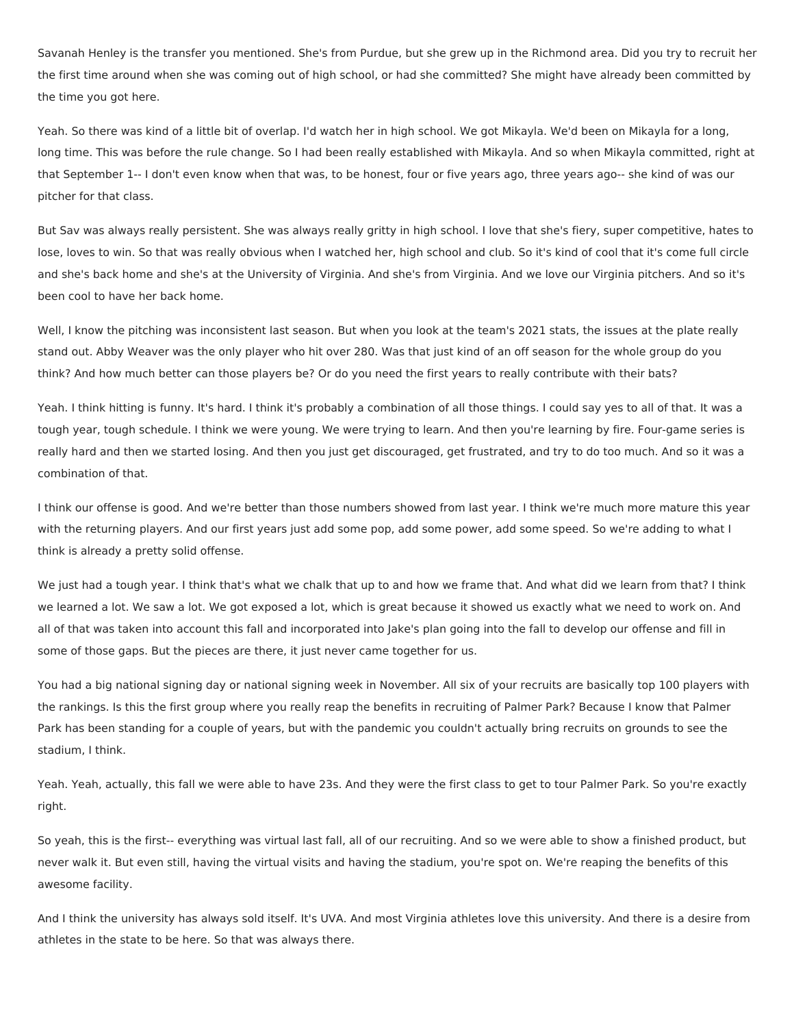Savanah Henley is the transfer you mentioned. She's from Purdue, but she grew up in the Richmond area. Did you try to recruit her the first time around when she was coming out of high school, or had she committed? She might have already been committed by the time you got here.

Yeah. So there was kind of a little bit of overlap. I'd watch her in high school. We got Mikayla. We'd been on Mikayla for a long, long time. This was before the rule change. So I had been really established with Mikayla. And so when Mikayla committed, right at that September 1-- I don't even know when that was, to be honest, four or five years ago, three years ago-- she kind of was our pitcher for that class.

But Sav was always really persistent. She was always really gritty in high school. I love that she's fiery, super competitive, hates to lose, loves to win. So that was really obvious when I watched her, high school and club. So it's kind of cool that it's come full circle and she's back home and she's at the University of Virginia. And she's from Virginia. And we love our Virginia pitchers. And so it's been cool to have her back home.

Well, I know the pitching was inconsistent last season. But when you look at the team's 2021 stats, the issues at the plate really stand out. Abby Weaver was the only player who hit over 280. Was that just kind of an off season for the whole group do you think? And how much better can those players be? Or do you need the first years to really contribute with their bats?

Yeah. I think hitting is funny. It's hard. I think it's probably a combination of all those things. I could say yes to all of that. It was a tough year, tough schedule. I think we were young. We were trying to learn. And then you're learning by fire. Four-game series is really hard and then we started losing. And then you just get discouraged, get frustrated, and try to do too much. And so it was a combination of that.

I think our offense is good. And we're better than those numbers showed from last year. I think we're much more mature this year with the returning players. And our first years just add some pop, add some power, add some speed. So we're adding to what I think is already a pretty solid offense.

We just had a tough year. I think that's what we chalk that up to and how we frame that. And what did we learn from that? I think we learned a lot. We saw a lot. We got exposed a lot, which is great because it showed us exactly what we need to work on. And all of that was taken into account this fall and incorporated into Jake's plan going into the fall to develop our offense and fill in some of those gaps. But the pieces are there, it just never came together for us.

You had a big national signing day or national signing week in November. All six of your recruits are basically top 100 players with the rankings. Is this the first group where you really reap the benefits in recruiting of Palmer Park? Because I know that Palmer Park has been standing for a couple of years, but with the pandemic you couldn't actually bring recruits on grounds to see the stadium, I think.

Yeah. Yeah, actually, this fall we were able to have 23s. And they were the first class to get to tour Palmer Park. So you're exactly right.

So yeah, this is the first-- everything was virtual last fall, all of our recruiting. And so we were able to show a finished product, but never walk it. But even still, having the virtual visits and having the stadium, you're spot on. We're reaping the benefits of this awesome facility.

And I think the university has always sold itself. It's UVA. And most Virginia athletes love this university. And there is a desire from athletes in the state to be here. So that was always there.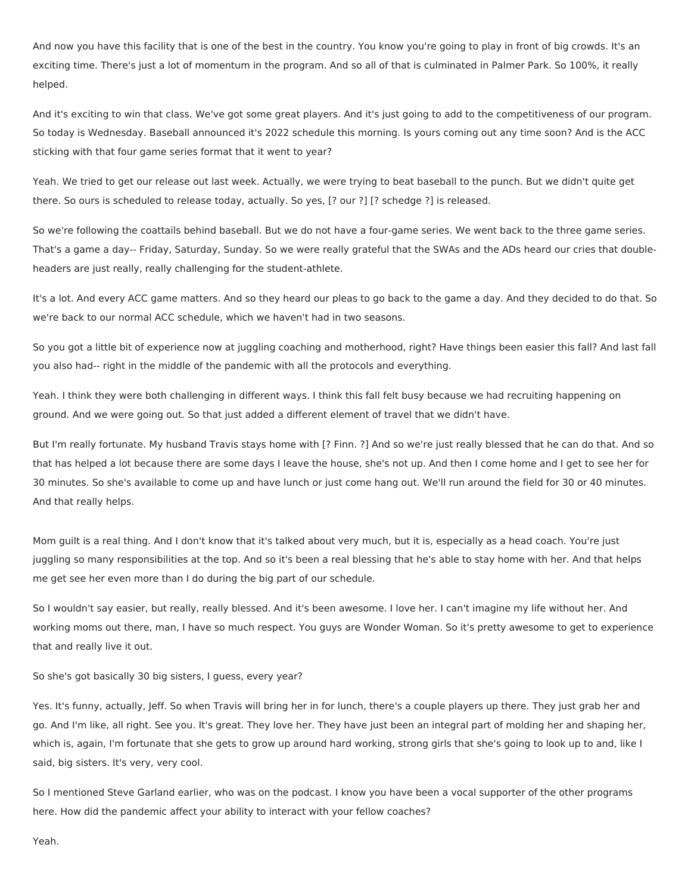And now you have this facility that is one of the best in the country. You know you're going to play in front of big crowds. It's an exciting time. There's just a lot of momentum in the program. And so all of that is culminated in Palmer Park. So 100%, it really helped.

And it's exciting to win that class. We've got some great players. And it's just going to add to the competitiveness of our program. So today is Wednesday. Baseball announced it's 2022 schedule this morning. Is yours coming out any time soon? And is the ACC sticking with that four game series format that it went to year?

Yeah. We tried to get our release out last week. Actually, we were trying to beat baseball to the punch. But we didn't quite get there. So ours is scheduled to release today, actually. So yes, [? our ?] [? schedge ?] is released.

So we're following the coattails behind baseball. But we do not have a four-game series. We went back to the three game series. That's a game a day-- Friday, Saturday, Sunday. So we were really grateful that the SWAs and the ADs heard our cries that double-headers are just really, really challenging for the student-athlete.

It's a lot. And every ACC game matters. And so they heard our pleas to go back to the game a day. And they decided to do that. So we're back to our normal ACC schedule, which we haven't had in two seasons.

So you got a little bit of experience now at juggling coaching and motherhood, right? Have things been easier this fall? And last fall you also had-- right in the middle of the pandemic with all the protocols and everything.

Yeah. I think they were both challenging in different ways. I think this fall felt busy because we had recruiting happening on ground. And we were going out. So that just added a different element of travel that we didn't have.

But I'm really fortunate. My husband Travis stays home with [? Finn. ?] And so we're just really blessed that he can do that. And so that has helped a lot because there are some days I leave the house, she's not up. And then I come home and I get to see her for 30 minutes. So she's available to come up and have lunch or just come hang out. We'll run around the field for 30 or 40 minutes. And that really helps.

Mom guilt is a real thing. And I don't know that it's talked about very much, but it is, especially as a head coach. You're just juggling so many responsibilities at the top. And so it's been a real blessing that he's able to stay home with her. And that helps me get see her even more than I do during the big part of our schedule.

So I wouldn't say easier, but really, really blessed. And it's been awesome. I love her. I can't imagine my life without her. And working moms out there, man, I have so much respect. You guys are Wonder Woman. So it's pretty awesome to get to experience that and really live it out.

So she's got basically 30 big sisters, I guess, every year?

Yes. It's funny, actually, Jeff. So when Travis will bring her in for lunch, there's a couple players up there. They just grab her and go. And I'm like, all right. See you. It's great. They love her. They have just been an integral part of molding her and shaping her, which is, again, I'm fortunate that she gets to grow up around hard working, strong girls that she's going to look up to and, like I said, big sisters. It's very, very cool.

So I mentioned Steve Garland earlier, who was on the podcast. I know you have been a vocal supporter of the other programs here. How did the pandemic affect your ability to interact with your fellow coaches?

Yeah.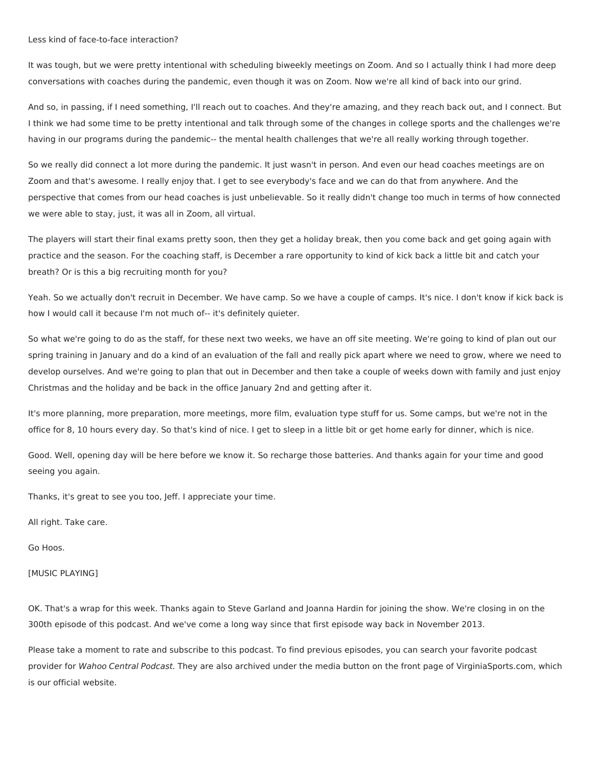Less kind of face-to-face interaction?

It was tough, but we were pretty intentional with scheduling biweekly meetings on Zoom. And so I actually think I had more deep conversations with coaches during the pandemic, even though it was on Zoom. Now we're all kind of back into our grind.

And so, in passing, if I need something, I'll reach out to coaches. And they're amazing, and they reach back out, and I connect. But I think we had some time to be pretty intentional and talk through some of the changes in college sports and the challenges we're having in our programs during the pandemic-- the mental health challenges that we're all really working through together.

So we really did connect a lot more during the pandemic. It just wasn't in person. And even our head coaches meetings are on Zoom and that's awesome. I really enjoy that. I get to see everybody's face and we can do that from anywhere. And the perspective that comes from our head coaches is just unbelievable. So it really didn't change too much in terms of how connected we were able to stay, just, it was all in Zoom, all virtual.

The players will start their final exams pretty soon, then they get a holiday break, then you come back and get going again with practice and the season. For the coaching staff, is December a rare opportunity to kind of kick back a little bit and catch your breath? Or is this a big recruiting month for you?

Yeah. So we actually don't recruit in December. We have camp. So we have a couple of camps. It's nice. I don't know if kick back is how I would call it because I'm not much of-- it's definitely quieter.

So what we're going to do as the staff, for these next two weeks, we have an off site meeting. We're going to kind of plan out our spring training in January and do a kind of an evaluation of the fall and really pick apart where we need to grow, where we need to develop ourselves. And we're going to plan that out in December and then take a couple of weeks down with family and just enjoy Christmas and the holiday and be back in the office January 2nd and getting after it.

It's more planning, more preparation, more meetings, more film, evaluation type stuff for us. Some camps, but we're not in the office for 8, 10 hours every day. So that's kind of nice. I get to sleep in a little bit or get home early for dinner, which is nice.

Good. Well, opening day will be here before we know it. So recharge those batteries. And thanks again for your time and good seeing you again.

Thanks, it's great to see you too, Jeff. I appreciate your time.

All right. Take care.

Go Hoos.

[MUSIC PLAYING]

OK. That's a wrap for this week. Thanks again to Steve Garland and Joanna Hardin for joining the show. We're closing in on the 300th episode of this podcast. And we've come a long way since that first episode way back in November 2013.

Please take a moment to rate and subscribe to this podcast. To find previous episodes, you can search your favorite podcast provider for *Wahoo Central Podcast.* They are also archived under the media button on the front page of VirginiaSports.com, which is our official website.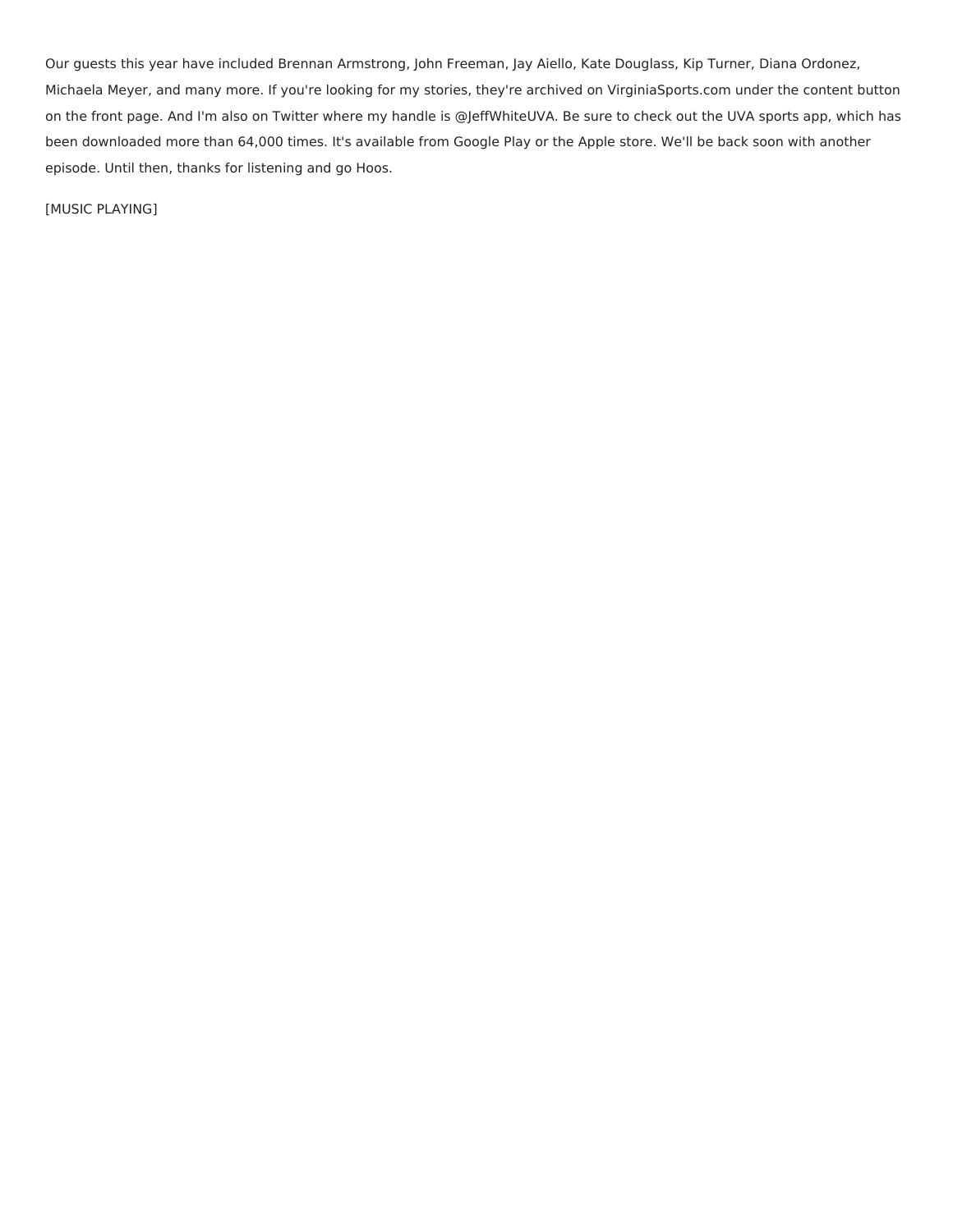Our guests this year have included Brennan Armstrong, John Freeman, Jay Aiello, Kate Douglass, Kip Turner, Diana Ordonez, Michaela Meyer, and many more. If you're looking for my stories, they're archived on VirginiaSports.com under the content button on the front page. And I'm also on Twitter where my handle is @JeffWhiteUVA. Be sure to check out the UVA sports app, which has been downloaded more than 64,000 times. It's available from Google Play or the Apple store. We'll be back soon with another episode. Until then, thanks for listening and go Hoos.

[MUSIC PLAYING]